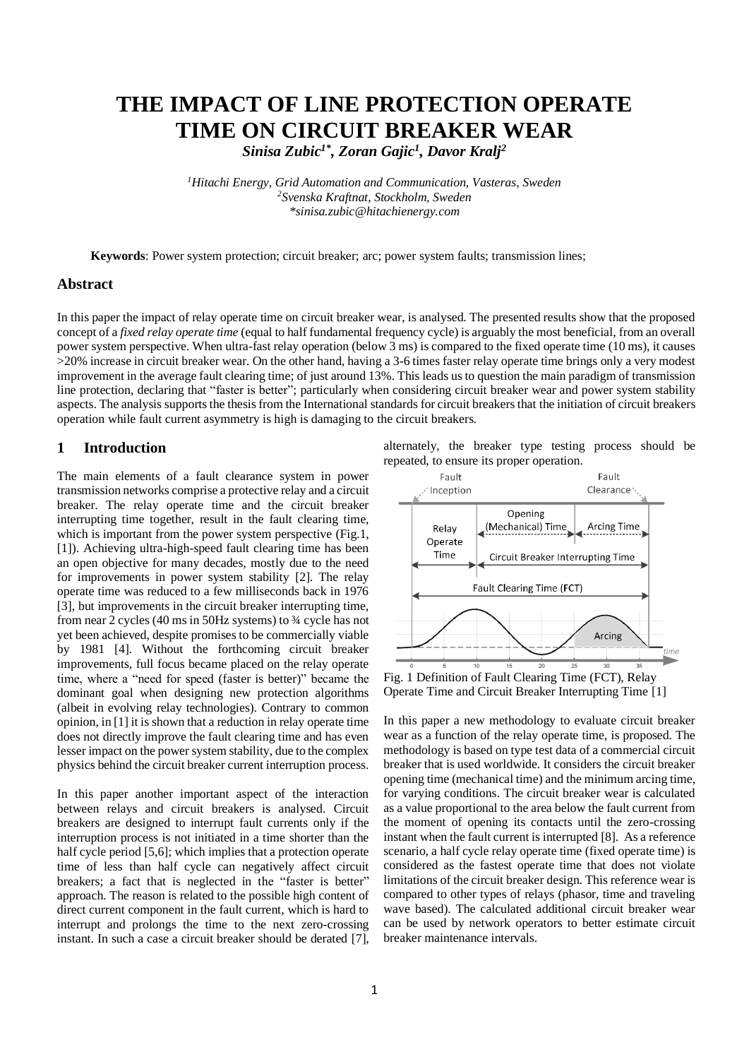# THE IMPACT OF LINE PROTECTION OPERATE TIME ON CIRCUIT BREAKER WEAR

***Sinisa Zubic[1*], Zoran Gajic[1], Davor Kralj[2]***

[1]*Hitachi Energy, Grid Automation and Communication, Vasteras, Sweden*
[2]*Svenska Kraftnat, Stockholm, Sweden*
*\*sinisa.zubic@hitachienergy.com*

**Keywords**: Power system protection; circuit breaker; arc; power system faults; transmission lines;

## Abstract

In this paper the impact of relay operate time on circuit breaker wear, is analysed. The presented results show that the proposed concept of a *fixed relay operate time* (equal to half fundamental frequency cycle) is arguably the most beneficial, from an overall power system perspective. When ultra-fast relay operation (below 3 ms) is compared to the fixed operate time (10 ms), it causes >20% increase in circuit breaker wear. On the other hand, having a 3-6 times faster relay operate time brings only a very modest improvement in the average fault clearing time; of just around 13%. This leads us to question the main paradigm of transmission line protection, declaring that "faster is better"; particularly when considering circuit breaker wear and power system stability aspects. The analysis supports the thesis from the International standards for circuit breakers that the initiation of circuit breakers operation while fault current asymmetry is high is damaging to the circuit breakers.

## 1 Introduction

The main elements of a fault clearance system in power transmission networks comprise a protective relay and a circuit breaker. The relay operate time and the circuit breaker interrupting time together, result in the fault clearing time, which is important from the power system perspective (Fig.1, [1]). Achieving ultra-high-speed fault clearing time has been an open objective for many decades, mostly due to the need for improvements in power system stability [2]. The relay operate time was reduced to a few milliseconds back in 1976 [3], but improvements in the circuit breaker interrupting time, from near 2 cycles (40 ms in 50Hz systems) to ¾ cycle has not yet been achieved, despite promises to be commercially viable by 1981 [4]. Without the forthcoming circuit breaker improvements, full focus became placed on the relay operate time, where a "need for speed (faster is better)" became the dominant goal when designing new protection algorithms (albeit in evolving relay technologies). Contrary to common opinion, in [1] it is shown that a reduction in relay operate time does not directly improve the fault clearing time and has even lesser impact on the power system stability, due to the complex physics behind the circuit breaker current interruption process.

In this paper another important aspect of the interaction between relays and circuit breakers is analysed. Circuit breakers are designed to interrupt fault currents only if the interruption process is not initiated in a time shorter than the half cycle period [5,6]; which implies that a protection operate time of less than half cycle can negatively affect circuit breakers; a fact that is neglected in the "faster is better" approach. The reason is related to the possible high content of direct current component in the fault current, which is hard to interrupt and prolongs the time to the next zero-crossing instant. In such a case a circuit breaker should be derated [7], alternately, the breaker type testing process should be repeated, to ensure its proper operation.

Fig. 1 Definition of Fault Clearing Time (FCT), Relay Operate Time and Circuit Breaker Interrupting Time [1]

In this paper a new methodology to evaluate circuit breaker wear as a function of the relay operate time, is proposed. The methodology is based on type test data of a commercial circuit breaker that is used worldwide. It considers the circuit breaker opening time (mechanical time) and the minimum arcing time, for varying conditions. The circuit breaker wear is calculated as a value proportional to the area below the fault current from the moment of opening its contacts until the zero-crossing instant when the fault current is interrupted [8]. As a reference scenario, a half cycle relay operate time (fixed operate time) is considered as the fastest operate time that does not violate limitations of the circuit breaker design. This reference wear is compared to other types of relays (phasor, time and traveling wave based). The calculated additional circuit breaker wear can be used by network operators to better estimate circuit breaker maintenance intervals.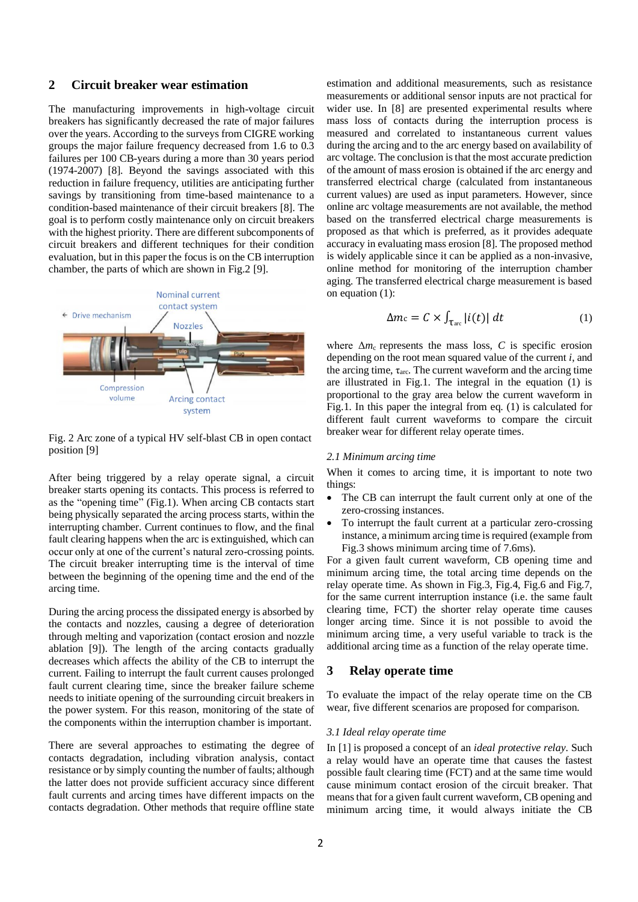## 2 Circuit breaker wear estimation

The manufacturing improvements in high-voltage circuit breakers has significantly decreased the rate of major failures over the years. According to the surveys from CIGRE working groups the major failure frequency decreased from 1.6 to 0.3 failures per 100 CB-years during a more than 30 years period (1974-2007) [8]. Beyond the savings associated with this reduction in failure frequency, utilities are anticipating further savings by transitioning from time-based maintenance to a condition-based maintenance of their circuit breakers [8]. The goal is to perform costly maintenance only on circuit breakers with the highest priority. There are different subcomponents of circuit breakers and different techniques for their condition evaluation, but in this paper the focus is on the CB interruption chamber, the parts of which are shown in Fig.2 [9].

Fig. 2 Arc zone of a typical HV self-blast CB in open contact position [9]

After being triggered by a relay operate signal, a circuit breaker starts opening its contacts. This process is referred to as the "opening time" (Fig.1). When arcing CB contacts start being physically separated the arcing process starts, within the interrupting chamber. Current continues to flow, and the final fault clearing happens when the arc is extinguished, which can occur only at one of the current's natural zero-crossing points. The circuit breaker interrupting time is the interval of time between the beginning of the opening time and the end of the arcing time.

During the arcing process the dissipated energy is absorbed by the contacts and nozzles, causing a degree of deterioration through melting and vaporization (contact erosion and nozzle ablation [9]). The length of the arcing contacts gradually decreases which affects the ability of the CB to interrupt the current. Failing to interrupt the fault current causes prolonged fault current clearing time, since the breaker failure scheme needs to initiate opening of the surrounding circuit breakers in the power system. For this reason, monitoring of the state of the components within the interruption chamber is important.

There are several approaches to estimating the degree of contacts degradation, including vibration analysis, contact resistance or by simply counting the number of faults; although the latter does not provide sufficient accuracy since different fault currents and arcing times have different impacts on the contacts degradation. Other methods that require offline state estimation and additional measurements, such as resistance measurements or additional sensor inputs are not practical for wider use. In [8] are presented experimental results where mass loss of contacts during the interruption process is measured and correlated to instantaneous current values during the arcing and to the arc energy based on availability of arc voltage. The conclusion is that the most accurate prediction of the amount of mass erosion is obtained if the arc energy and transferred electrical charge (calculated from instantaneous current values) are used as input parameters. However, since online arc voltage measurements are not available, the method based on the transferred electrical charge measurements is proposed as that which is preferred, as it provides adequate accuracy in evaluating mass erosion [8]. The proposed method is widely applicable since it can be applied as a non-invasive, online method for monitoring of the interruption chamber aging. The transferred electrical charge measurement is based on equation (1):

$$\Delta m_c = C \times \int_{\tau_{arc}} |i(t)|\, dt \tag{1}$$

where $\Delta m_c$ represents the mass loss, $C$ is specific erosion depending on the root mean squared value of the current $i$, and the arcing time, $\tau_{arc}$. The current waveform and the arcing time are illustrated in Fig.1. The integral in the equation (1) is proportional to the gray area below the current waveform in Fig.1. In this paper the integral from eq. (1) is calculated for different fault current waveforms to compare the circuit breaker wear for different relay operate times.

### 2.1 Minimum arcing time

When it comes to arcing time, it is important to note two things:

- The CB can interrupt the fault current only at one of the zero-crossing instances.
- To interrupt the fault current at a particular zero-crossing instance, a minimum arcing time is required (example from Fig.3 shows minimum arcing time of 7.6ms).

For a given fault current waveform, CB opening time and minimum arcing time, the total arcing time depends on the relay operate time. As shown in Fig.3, Fig.4, Fig.6 and Fig.7, for the same current interruption instance (i.e. the same fault clearing time, FCT) the shorter relay operate time causes longer arcing time. Since it is not possible to avoid the minimum arcing time, a very useful variable to track is the additional arcing time as a function of the relay operate time.

## 3 Relay operate time

To evaluate the impact of the relay operate time on the CB wear, five different scenarios are proposed for comparison.

### 3.1 Ideal relay operate time

In [1] is proposed a concept of an *ideal protective relay*. Such a relay would have an operate time that causes the fastest possible fault clearing time (FCT) and at the same time would cause minimum contact erosion of the circuit breaker. That means that for a given fault current waveform, CB opening and minimum arcing time, it would always initiate the CB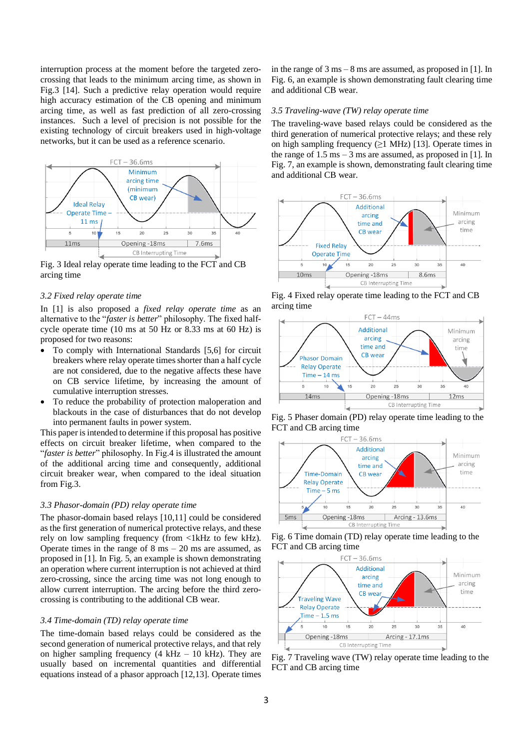interruption process at the moment before the targeted zero-crossing that leads to the minimum arcing time, as shown in Fig.3 [14]. Such a predictive relay operation would require high accuracy estimation of the CB opening and minimum arcing time, as well as fast prediction of all zero-crossing instances. Such a level of precision is not possible for the existing technology of circuit breakers used in high-voltage networks, but it can be used as a reference scenario.

Fig. 3 Ideal relay operate time leading to the FCT and CB arcing time

### 3.2 Fixed relay operate time

In [1] is also proposed a *fixed relay operate time* as an alternative to the "*faster is better*" philosophy. The fixed half-cycle operate time (10 ms at 50 Hz or 8.33 ms at 60 Hz) is proposed for two reasons:

- To comply with International Standards [5,6] for circuit breakers where relay operate times shorter than a half cycle are not considered, due to the negative affects these have on CB service lifetime, by increasing the amount of cumulative interruption stresses.
- To reduce the probability of protection maloperation and blackouts in the case of disturbances that do not develop into permanent faults in power system.

This paper is intended to determine if this proposal has positive effects on circuit breaker lifetime, when compared to the "*faster is better*" philosophy. In Fig.4 is illustrated the amount of the additional arcing time and consequently, additional circuit breaker wear, when compared to the ideal situation from Fig.3.

### 3.3 Phasor-domain (PD) relay operate time

The phasor-domain based relays [10,11] could be considered as the first generation of numerical protective relays, and these rely on low sampling frequency (from <1kHz to few kHz). Operate times in the range of 8 ms – 20 ms are assumed, as proposed in [1]. In Fig. 5, an example is shown demonstrating an operation where current interruption is not achieved at third zero-crossing, since the arcing time was not long enough to allow current interruption. The arcing before the third zero-crossing is contributing to the additional CB wear.

### 3.4 Time-domain (TD) relay operate time

The time-domain based relays could be considered as the second generation of numerical protective relays, and that rely on higher sampling frequency (4 kHz – 10 kHz). They are usually based on incremental quantities and differential equations instead of a phasor approach [12,13]. Operate times in the range of 3 ms – 8 ms are assumed, as proposed in [1]. In Fig. 6, an example is shown demonstrating fault clearing time and additional CB wear.

### 3.5 Traveling-wave (TW) relay operate time

The traveling-wave based relays could be considered as the third generation of numerical protective relays; and these rely on high sampling frequency (≥1 MHz) [13]. Operate times in the range of 1.5 ms – 3 ms are assumed, as proposed in [1]. In Fig. 7, an example is shown, demonstrating fault clearing time and additional CB wear.

Fig. 4 Fixed relay operate time leading to the FCT and CB arcing time

Fig. 5 Phaser domain (PD) relay operate time leading to the FCT and CB arcing time

Fig. 6 Time domain (TD) relay operate time leading to the FCT and CB arcing time

Fig. 7 Traveling wave (TW) relay operate time leading to the FCT and CB arcing time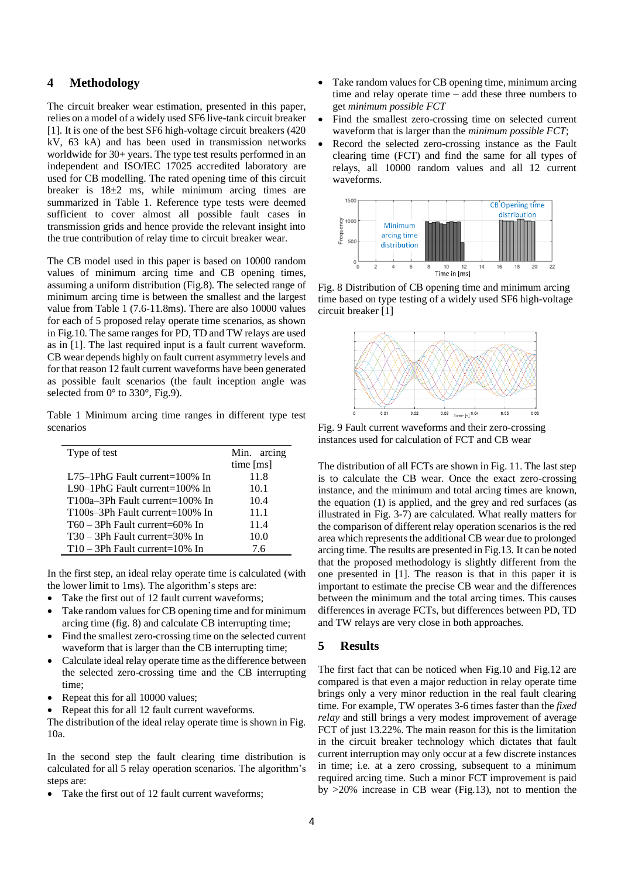## 4 Methodology

The circuit breaker wear estimation, presented in this paper, relies on a model of a widely used SF6 live-tank circuit breaker [1]. It is one of the best SF6 high-voltage circuit breakers (420 kV, 63 kA) and has been used in transmission networks worldwide for 30+ years. The type test results performed in an independent and ISO/IEC 17025 accredited laboratory are used for CB modelling. The rated opening time of this circuit breaker is 18±2 ms, while minimum arcing times are summarized in Table 1. Reference type tests were deemed sufficient to cover almost all possible fault cases in transmission grids and hence provide the relevant insight into the true contribution of relay time to circuit breaker wear.

The CB model used in this paper is based on 10000 random values of minimum arcing time and CB opening times, assuming a uniform distribution (Fig.8). The selected range of minimum arcing time is between the smallest and the largest value from Table 1 (7.6-11.8ms). There are also 10000 values for each of 5 proposed relay operate time scenarios, as shown in Fig.10. The same ranges for PD, TD and TW relays are used as in [1]. The last required input is a fault current waveform. CB wear depends highly on fault current asymmetry levels and for that reason 12 fault current waveforms have been generated as possible fault scenarios (the fault inception angle was selected from 0° to 330°, Fig.9).

Table 1 Minimum arcing time ranges in different type test scenarios

| Type of test | Min. arcing time [ms] |
|---|---|
| L75–1PhG Fault current=100% In | 11.8 |
| L90–1PhG Fault current=100% In | 10.1 |
| T100a–3Ph Fault current=100% In | 10.4 |
| T100s–3Ph Fault current=100% In | 11.1 |
| T60 – 3Ph Fault current=60% In | 11.4 |
| T30 – 3Ph Fault current=30% In | 10.0 |
| T10 – 3Ph Fault current=10% In | 7.6 |

In the first step, an ideal relay operate time is calculated (with the lower limit to 1ms). The algorithm's steps are:

- Take the first out of 12 fault current waveforms;
- Take random values for CB opening time and for minimum arcing time (fig. 8) and calculate CB interrupting time;
- Find the smallest zero-crossing time on the selected current waveform that is larger than the CB interrupting time;
- Calculate ideal relay operate time as the difference between the selected zero-crossing time and the CB interrupting time;
- Repeat this for all 10000 values;
- Repeat this for all 12 fault current waveforms.

The distribution of the ideal relay operate time is shown in Fig. 10a.

In the second step the fault clearing time distribution is calculated for all 5 relay operation scenarios. The algorithm's steps are:

- Take the first out of 12 fault current waveforms;
- Take random values for CB opening time, minimum arcing time and relay operate time – add these three numbers to get *minimum possible FCT*
- Find the smallest zero-crossing time on selected current waveform that is larger than the *minimum possible FCT*;
- Record the selected zero-crossing instance as the Fault clearing time (FCT) and find the same for all types of relays, all 10000 random values and all 12 current waveforms.

Fig. 8 Distribution of CB opening time and minimum arcing time based on type testing of a widely used SF6 high-voltage circuit breaker [1]

Fig. 9 Fault current waveforms and their zero-crossing instances used for calculation of FCT and CB wear

The distribution of all FCTs are shown in Fig. 11. The last step is to calculate the CB wear. Once the exact zero-crossing instance, and the minimum and total arcing times are known, the equation (1) is applied, and the grey and red surfaces (as illustrated in Fig. 3-7) are calculated. What really matters for the comparison of different relay operation scenarios is the red area which represents the additional CB wear due to prolonged arcing time. The results are presented in Fig.13. It can be noted that the proposed methodology is slightly different from the one presented in [1]. The reason is that in this paper it is important to estimate the precise CB wear and the differences between the minimum and the total arcing times. This causes differences in average FCTs, but differences between PD, TD and TW relays are very close in both approaches.

## 5 Results

The first fact that can be noticed when Fig.10 and Fig.12 are compared is that even a major reduction in relay operate time brings only a very minor reduction in the real fault clearing time. For example, TW operates 3-6 times faster than the *fixed relay* and still brings a very modest improvement of average FCT of just 13.22%. The main reason for this is the limitation in the circuit breaker technology which dictates that fault current interruption may only occur at a few discrete instances in time; i.e. at a zero crossing, subsequent to a minimum required arcing time. Such a minor FCT improvement is paid by >20% increase in CB wear (Fig.13), not to mention the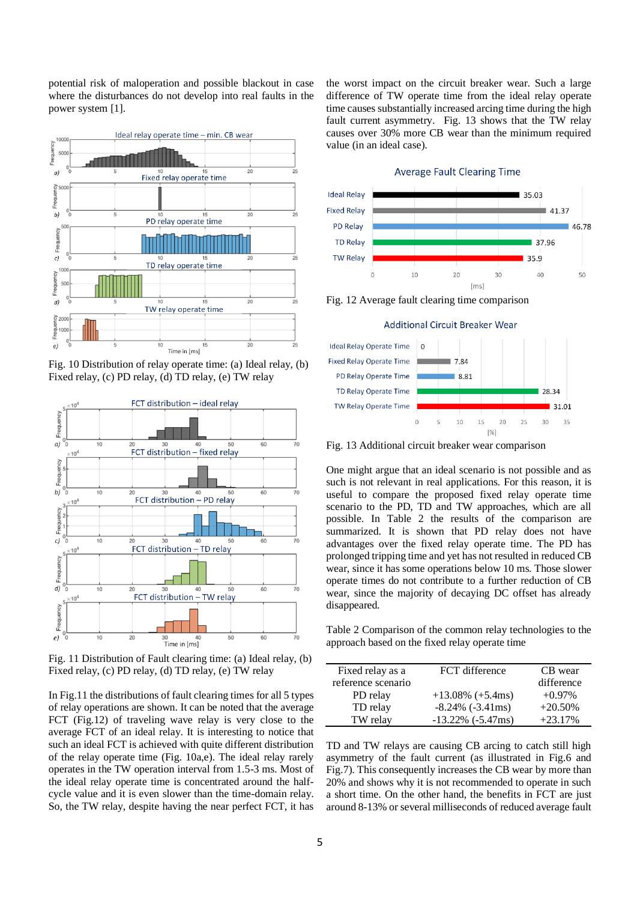potential risk of maloperation and possible blackout in case where the disturbances do not develop into real faults in the power system [1].

Fig. 10 Distribution of relay operate time: (a) Ideal relay, (b) Fixed relay, (c) PD relay, (d) TD relay, (e) TW relay

Fig. 11 Distribution of Fault clearing time: (a) Ideal relay, (b) Fixed relay, (c) PD relay, (d) TD relay, (e) TW relay

In Fig.11 the distributions of fault clearing times for all 5 types of relay operations are shown. It can be noted that the average FCT (Fig.12) of traveling wave relay is very close to the average FCT of an ideal relay. It is interesting to notice that such an ideal FCT is achieved with quite different distribution of the relay operate time (Fig. 10a,e). The ideal relay rarely operates in the TW operation interval from 1.5-3 ms. Most of the ideal relay operate time is concentrated around the half-cycle value and it is even slower than the time-domain relay. So, the TW relay, despite having the near perfect FCT, it has the worst impact on the circuit breaker wear. Such a large difference of TW operate time from the ideal relay operate time causes substantially increased arcing time during the high fault current asymmetry. Fig. 13 shows that the TW relay causes over 30% more CB wear than the minimum required value (in an ideal case).

Fig. 12 Average fault clearing time comparison

Fig. 13 Additional circuit breaker wear comparison

One might argue that an ideal scenario is not possible and as such is not relevant in real applications. For this reason, it is useful to compare the proposed fixed relay operate time scenario to the PD, TD and TW approaches, which are all possible. In Table 2 the results of the comparison are summarized. It is shown that PD relay does not have advantages over the fixed relay operate time. The PD has prolonged tripping time and yet has not resulted in reduced CB wear, since it has some operations below 10 ms. Those slower operate times do not contribute to a further reduction of CB wear, since the majority of decaying DC offset has already disappeared.

Table 2 Comparison of the common relay technologies to the approach based on the fixed relay operate time

| Fixed relay as a reference scenario | FCT difference | CB wear difference |
|---|---|---|
| PD relay | +13.08% (+5.4ms) | +0.97% |
| TD relay | -8.24% (-3.41ms) | +20.50% |
| TW relay | -13.22% (-5.47ms) | +23.17% |

TD and TW relays are causing CB arcing to catch still high asymmetry of the fault current (as illustrated in Fig.6 and Fig.7). This consequently increases the CB wear by more than 20% and shows why it is not recommended to operate in such a short time. On the other hand, the benefits in FCT are just around 8-13% or several milliseconds of reduced average fault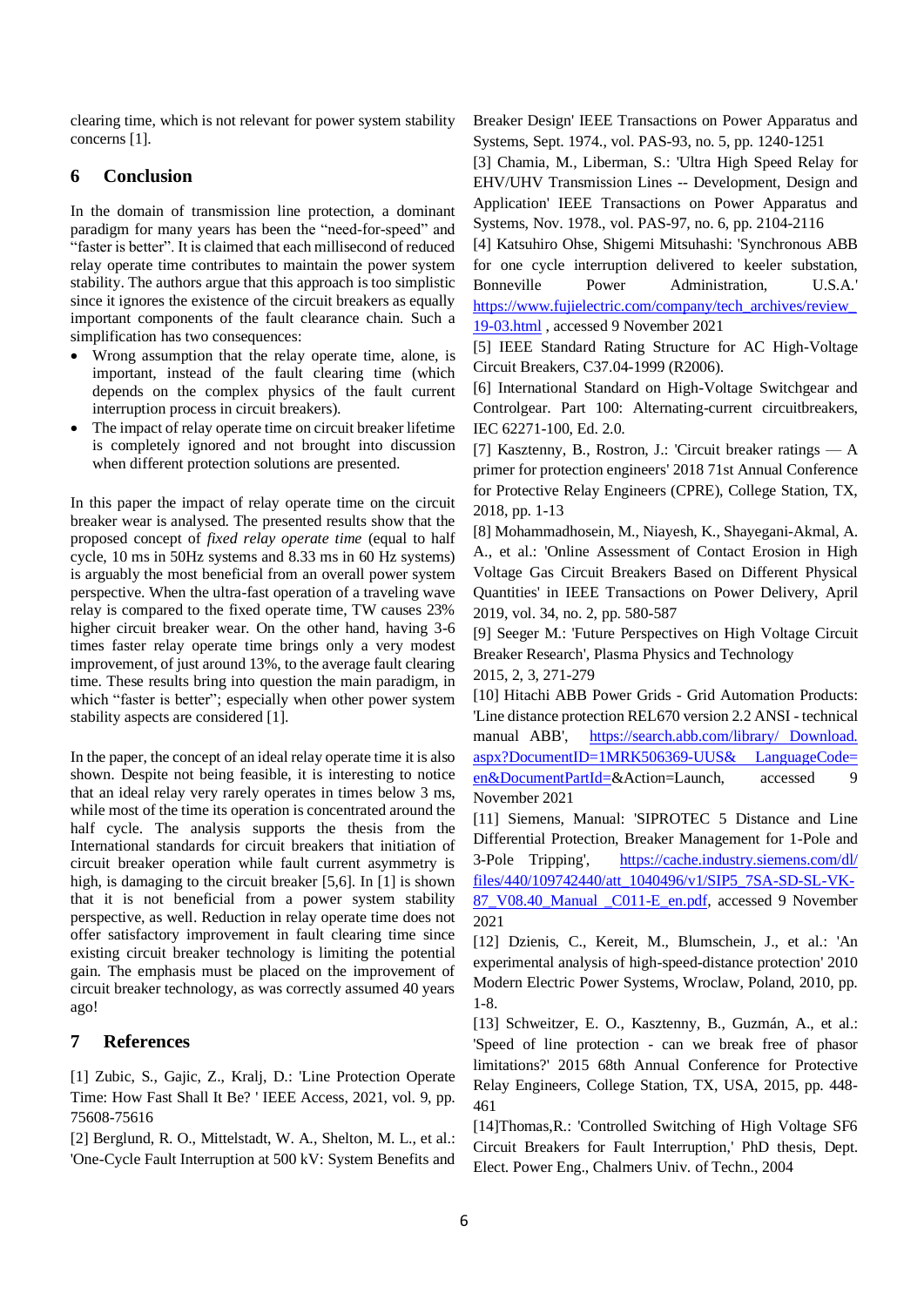clearing time, which is not relevant for power system stability concerns [1].

## 6 Conclusion

In the domain of transmission line protection, a dominant paradigm for many years has been the "need-for-speed" and "faster is better". It is claimed that each millisecond of reduced relay operate time contributes to maintain the power system stability. The authors argue that this approach is too simplistic since it ignores the existence of the circuit breakers as equally important components of the fault clearance chain. Such a simplification has two consequences:

- Wrong assumption that the relay operate time, alone, is important, instead of the fault clearing time (which depends on the complex physics of the fault current interruption process in circuit breakers).
- The impact of relay operate time on circuit breaker lifetime is completely ignored and not brought into discussion when different protection solutions are presented.

In this paper the impact of relay operate time on the circuit breaker wear is analysed. The presented results show that the proposed concept of *fixed relay operate time* (equal to half cycle, 10 ms in 50Hz systems and 8.33 ms in 60 Hz systems) is arguably the most beneficial from an overall power system perspective. When the ultra-fast operation of a traveling wave relay is compared to the fixed operate time, TW causes 23% higher circuit breaker wear. On the other hand, having 3-6 times faster relay operate time brings only a very modest improvement, of just around 13%, to the average fault clearing time. These results bring into question the main paradigm, in which "faster is better"; especially when other power system stability aspects are considered [1].

In the paper, the concept of an ideal relay operate time it is also shown. Despite not being feasible, it is interesting to notice that an ideal relay very rarely operates in times below 3 ms, while most of the time its operation is concentrated around the half cycle. The analysis supports the thesis from the International standards for circuit breakers that initiation of circuit breaker operation while fault current asymmetry is high, is damaging to the circuit breaker [5,6]. In [1] is shown that it is not beneficial from a power system stability perspective, as well. Reduction in relay operate time does not offer satisfactory improvement in fault clearing time since existing circuit breaker technology is limiting the potential gain. The emphasis must be placed on the improvement of circuit breaker technology, as was correctly assumed 40 years ago!

## 7 References

[1] Zubic, S., Gajic, Z., Kralj, D.: 'Line Protection Operate Time: How Fast Shall It Be? ' IEEE Access, 2021, vol. 9, pp. 75608-75616

[2] Berglund, R. O., Mittelstadt, W. A., Shelton, M. L., et al.: 'One-Cycle Fault Interruption at 500 kV: System Benefits and Breaker Design' IEEE Transactions on Power Apparatus and Systems, Sept. 1974., vol. PAS-93, no. 5, pp. 1240-1251

[3] Chamia, M., Liberman, S.: 'Ultra High Speed Relay for EHV/UHV Transmission Lines -- Development, Design and Application' IEEE Transactions on Power Apparatus and Systems, Nov. 1978., vol. PAS-97, no. 6, pp. 2104-2116

[4] Katsuhiro Ohse, Shigemi Mitsuhashi: 'Synchronous ABB for one cycle interruption delivered to keeler substation, Bonneville Power Administration, U.S.A.' https://www.fujielectric.com/company/tech_archives/review_19-03.html , accessed 9 November 2021

[5] IEEE Standard Rating Structure for AC High-Voltage Circuit Breakers, C37.04-1999 (R2006).

[6] International Standard on High-Voltage Switchgear and Controlgear. Part 100: Alternating-current circuitbreakers, IEC 62271-100, Ed. 2.0.

[7] Kasztenny, B., Rostron, J.: 'Circuit breaker ratings — A primer for protection engineers' 2018 71st Annual Conference for Protective Relay Engineers (CPRE), College Station, TX, 2018, pp. 1-13

[8] Mohammadhosein, M., Niayesh, K., Shayegani-Akmal, A. A., et al.: 'Online Assessment of Contact Erosion in High Voltage Gas Circuit Breakers Based on Different Physical Quantities' in IEEE Transactions on Power Delivery, April 2019, vol. 34, no. 2, pp. 580-587

[9] Seeger M.: 'Future Perspectives on High Voltage Circuit Breaker Research', Plasma Physics and Technology 2015, 2, 3, 271-279

[10] Hitachi ABB Power Grids - Grid Automation Products: 'Line distance protection REL670 version 2.2 ANSI - technical manual ABB', https://search.abb.com/library/ Download.aspx?DocumentID=1MRK506369-UUS& LanguageCode=en&DocumentPartId=&Action=Launch, accessed 9 November 2021

[11] Siemens, Manual: 'SIPROTEC 5 Distance and Line Differential Protection, Breaker Management for 1-Pole and 3-Pole Tripping', https://cache.industry.siemens.com/dl/files/440/109742440/att_1040496/v1/SIP5_7SA-SD-SL-VK-87_V08.40_Manual _C011-E_en.pdf, accessed 9 November 2021

[12] Dzienis, C., Kereit, M., Blumschein, J., et al.: 'An experimental analysis of high-speed-distance protection' 2010 Modern Electric Power Systems, Wroclaw, Poland, 2010, pp. 1-8.

[13] Schweitzer, E. O., Kasztenny, B., Guzmán, A., et al.: 'Speed of line protection - can we break free of phasor limitations?' 2015 68th Annual Conference for Protective Relay Engineers, College Station, TX, USA, 2015, pp. 448-461

[14]Thomas,R.: 'Controlled Switching of High Voltage SF6 Circuit Breakers for Fault Interruption,' PhD thesis, Dept. Elect. Power Eng., Chalmers Univ. of Techn., 2004